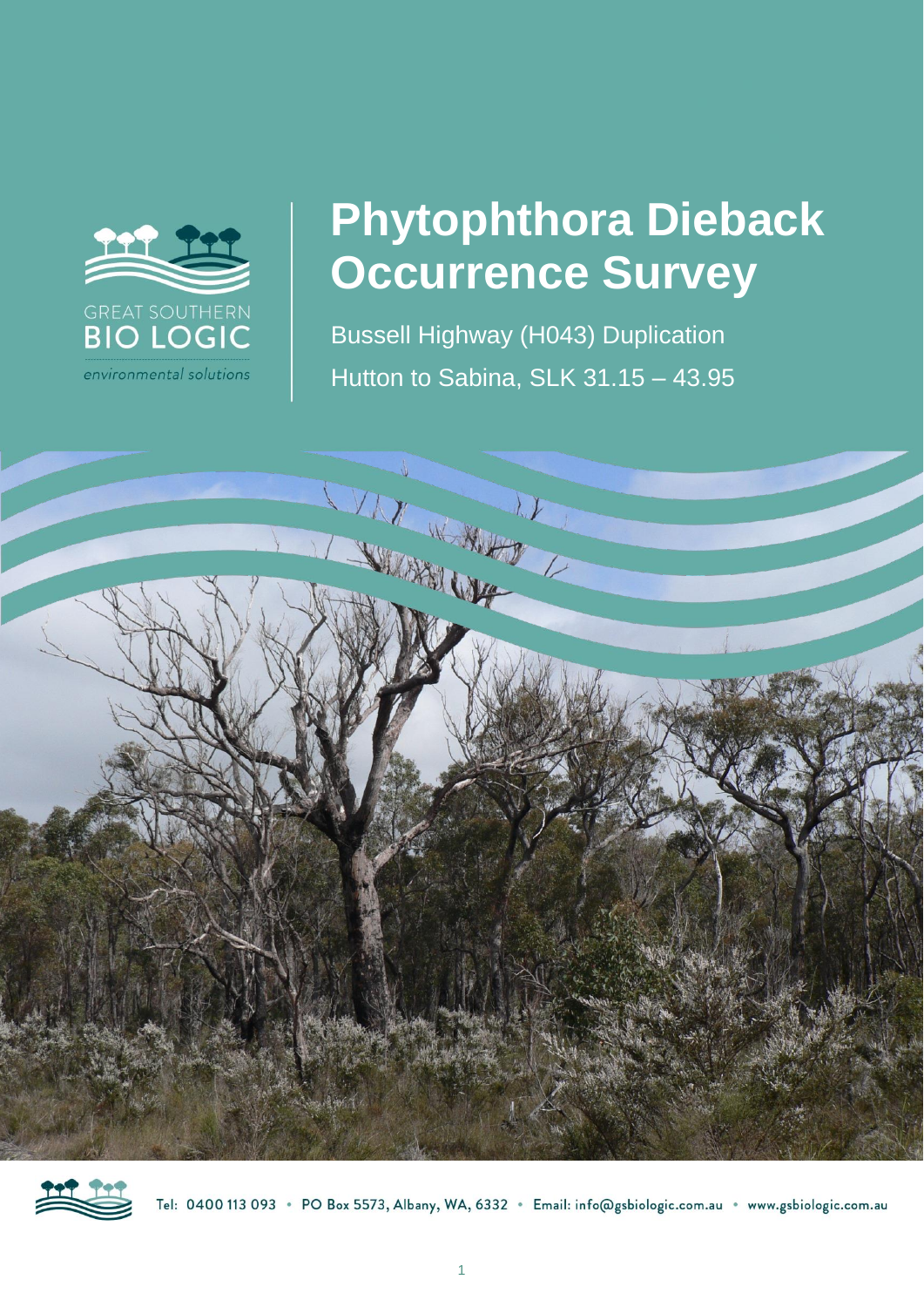GREAT SOUTHERN
BIO LOGIC
*environmental solutions*

# Phytophthora Dieback Occurrence Survey

Bussell Highway (H043) Duplication
Hutton to Sabina, SLK 31.15 – 43.95

Tel: 0400 113 093 • PO Box 5573, Albany, WA, 6332 • Email: info@gsbiologic.com.au • www.gsbiologic.com.au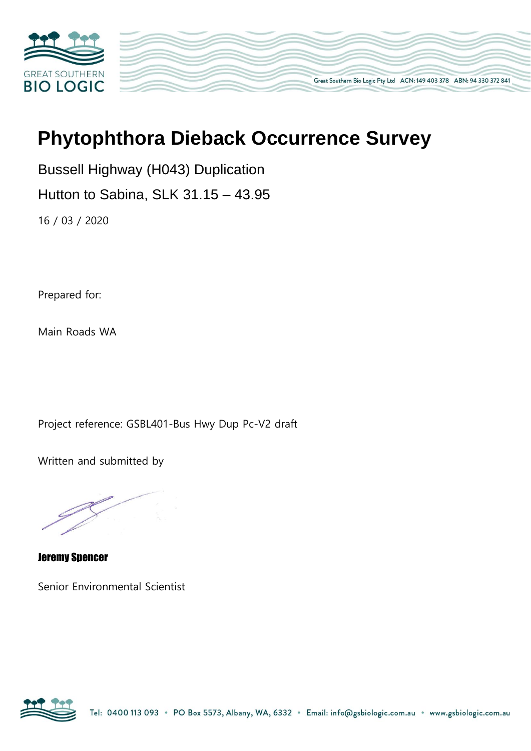# Phytophthora Dieback Occurrence Survey

Bussell Highway (H043) Duplication

Hutton to Sabina, SLK 31.15 – 43.95

16 / 03 / 2020

Prepared for:

Main Roads WA

Project reference: GSBL401-Bus Hwy Dup Pc-V2 draft

Written and submitted by

**Jeremy Spencer**

Senior Environmental Scientist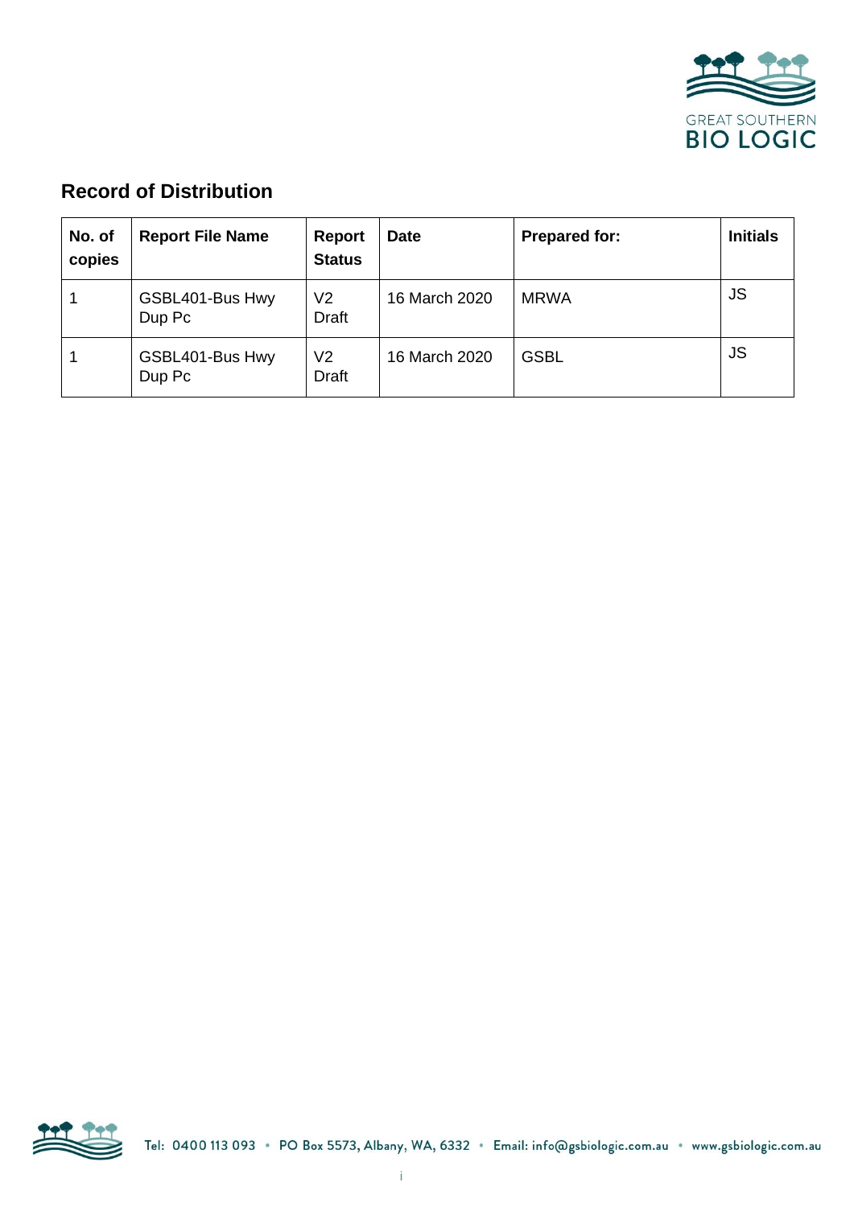## Record of Distribution

| No. of copies | Report File Name | Report Status | Date | Prepared for: | Initials |
|---|---|---|---|---|---|
| 1 | GSBL401-Bus Hwy Dup Pc | V2 Draft | 16 March 2020 | MRWA | JS |
| 1 | GSBL401-Bus Hwy Dup Pc | V2 Draft | 16 March 2020 | GSBL | JS |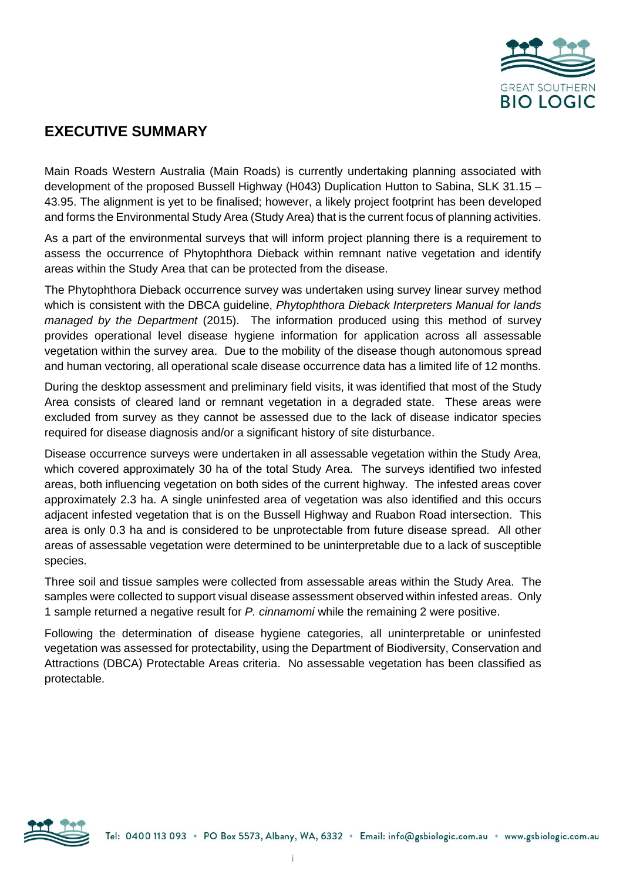## EXECUTIVE SUMMARY

Main Roads Western Australia (Main Roads) is currently undertaking planning associated with development of the proposed Bussell Highway (H043) Duplication Hutton to Sabina, SLK 31.15 – 43.95. The alignment is yet to be finalised; however, a likely project footprint has been developed and forms the Environmental Study Area (Study Area) that is the current focus of planning activities.

As a part of the environmental surveys that will inform project planning there is a requirement to assess the occurrence of Phytophthora Dieback within remnant native vegetation and identify areas within the Study Area that can be protected from the disease.

The Phytophthora Dieback occurrence survey was undertaken using survey linear survey method which is consistent with the DBCA guideline, *Phytophthora Dieback Interpreters Manual for lands managed by the Department* (2015). The information produced using this method of survey provides operational level disease hygiene information for application across all assessable vegetation within the survey area. Due to the mobility of the disease though autonomous spread and human vectoring, all operational scale disease occurrence data has a limited life of 12 months.

During the desktop assessment and preliminary field visits, it was identified that most of the Study Area consists of cleared land or remnant vegetation in a degraded state. These areas were excluded from survey as they cannot be assessed due to the lack of disease indicator species required for disease diagnosis and/or a significant history of site disturbance.

Disease occurrence surveys were undertaken in all assessable vegetation within the Study Area, which covered approximately 30 ha of the total Study Area. The surveys identified two infested areas, both influencing vegetation on both sides of the current highway. The infested areas cover approximately 2.3 ha. A single uninfested area of vegetation was also identified and this occurs adjacent infested vegetation that is on the Bussell Highway and Ruabon Road intersection. This area is only 0.3 ha and is considered to be unprotectable from future disease spread. All other areas of assessable vegetation were determined to be uninterpretable due to a lack of susceptible species.

Three soil and tissue samples were collected from assessable areas within the Study Area. The samples were collected to support visual disease assessment observed within infested areas. Only 1 sample returned a negative result for *P. cinnamomi* while the remaining 2 were positive.

Following the determination of disease hygiene categories, all uninterpretable or uninfested vegetation was assessed for protectability, using the Department of Biodiversity, Conservation and Attractions (DBCA) Protectable Areas criteria. No assessable vegetation has been classified as protectable.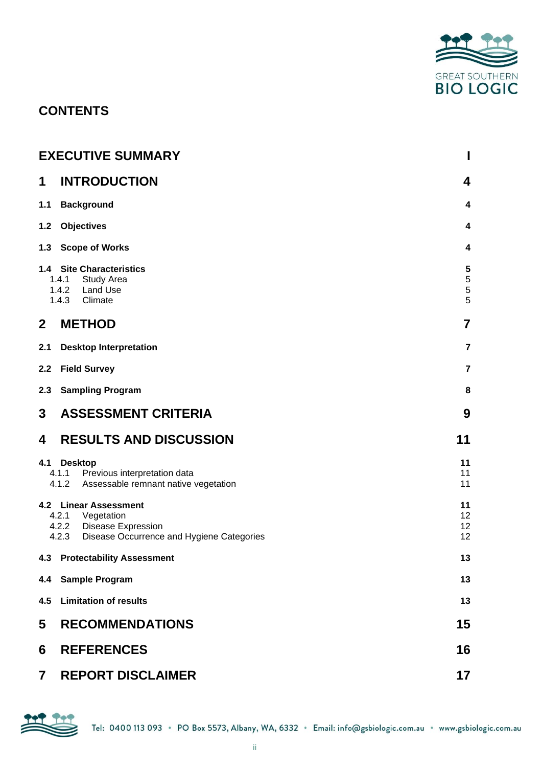## CONTENTS

| | |
|---|---|
| **EXECUTIVE SUMMARY** | **I** |
| **1 INTRODUCTION** | **4** |
| **1.1 Background** | **4** |
| **1.2 Objectives** | **4** |
| **1.3 Scope of Works** | **4** |
| **1.4 Site Characteristics** | **5** |
| 1.4.1 Study Area | 5 |
| 1.4.2 Land Use | 5 |
| 1.4.3 Climate | 5 |
| **2 METHOD** | **7** |
| **2.1 Desktop Interpretation** | **7** |
| **2.2 Field Survey** | **7** |
| **2.3 Sampling Program** | **8** |
| **3 ASSESSMENT CRITERIA** | **9** |
| **4 RESULTS AND DISCUSSION** | **11** |
| **4.1 Desktop** | **11** |
| 4.1.1 Previous interpretation data | 11 |
| 4.1.2 Assessable remnant native vegetation | 11 |
| **4.2 Linear Assessment** | **11** |
| 4.2.1 Vegetation | 12 |
| 4.2.2 Disease Expression | 12 |
| 4.2.3 Disease Occurrence and Hygiene Categories | 12 |
| **4.3 Protectability Assessment** | **13** |
| **4.4 Sample Program** | **13** |
| **4.5 Limitation of results** | **13** |
| **5 RECOMMENDATIONS** | **15** |
| **6 REFERENCES** | **16** |
| **7 REPORT DISCLAIMER** | **17** |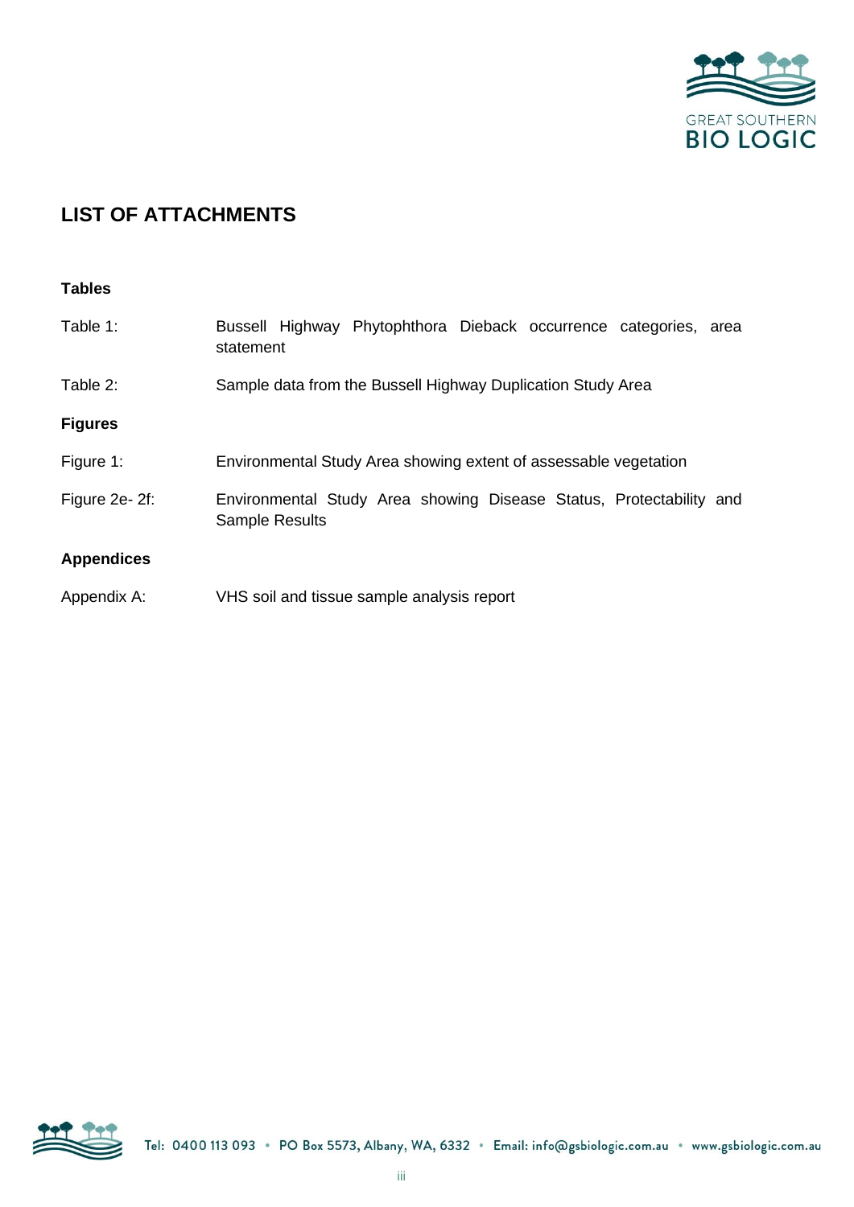## LIST OF ATTACHMENTS

**Tables**

Table 1: Bussell Highway Phytophthora Dieback occurrence categories, area statement

Table 2: Sample data from the Bussell Highway Duplication Study Area

**Figures**

Figure 1: Environmental Study Area showing extent of assessable vegetation

Figure 2e- 2f: Environmental Study Area showing Disease Status, Protectability and Sample Results

**Appendices**

Appendix A: VHS soil and tissue sample analysis report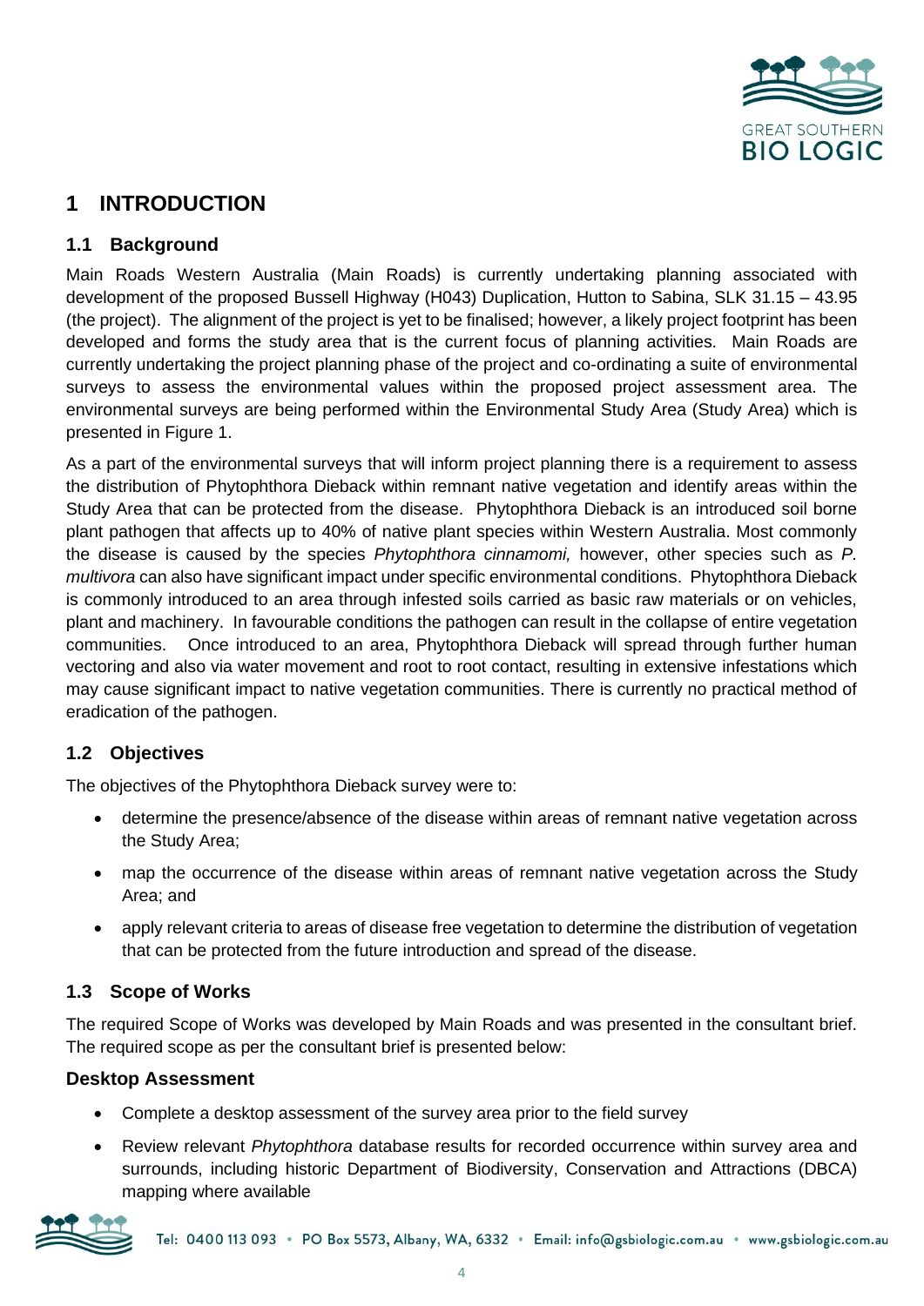# 1 INTRODUCTION

## 1.1 Background

Main Roads Western Australia (Main Roads) is currently undertaking planning associated with development of the proposed Bussell Highway (H043) Duplication, Hutton to Sabina, SLK 31.15 – 43.95 (the project). The alignment of the project is yet to be finalised; however, a likely project footprint has been developed and forms the study area that is the current focus of planning activities. Main Roads are currently undertaking the project planning phase of the project and co-ordinating a suite of environmental surveys to assess the environmental values within the proposed project assessment area. The environmental surveys are being performed within the Environmental Study Area (Study Area) which is presented in Figure 1.

As a part of the environmental surveys that will inform project planning there is a requirement to assess the distribution of Phytophthora Dieback within remnant native vegetation and identify areas within the Study Area that can be protected from the disease. Phytophthora Dieback is an introduced soil borne plant pathogen that affects up to 40% of native plant species within Western Australia. Most commonly the disease is caused by the species *Phytophthora cinnamomi,* however, other species such as *P. multivora* can also have significant impact under specific environmental conditions. Phytophthora Dieback is commonly introduced to an area through infested soils carried as basic raw materials or on vehicles, plant and machinery. In favourable conditions the pathogen can result in the collapse of entire vegetation communities. Once introduced to an area, Phytophthora Dieback will spread through further human vectoring and also via water movement and root to root contact, resulting in extensive infestations which may cause significant impact to native vegetation communities. There is currently no practical method of eradication of the pathogen.

## 1.2 Objectives

The objectives of the Phytophthora Dieback survey were to:

- determine the presence/absence of the disease within areas of remnant native vegetation across the Study Area;
- map the occurrence of the disease within areas of remnant native vegetation across the Study Area; and
- apply relevant criteria to areas of disease free vegetation to determine the distribution of vegetation that can be protected from the future introduction and spread of the disease.

## 1.3 Scope of Works

The required Scope of Works was developed by Main Roads and was presented in the consultant brief. The required scope as per the consultant brief is presented below:

**Desktop Assessment**

- Complete a desktop assessment of the survey area prior to the field survey
- Review relevant *Phytophthora* database results for recorded occurrence within survey area and surrounds, including historic Department of Biodiversity, Conservation and Attractions (DBCA) mapping where available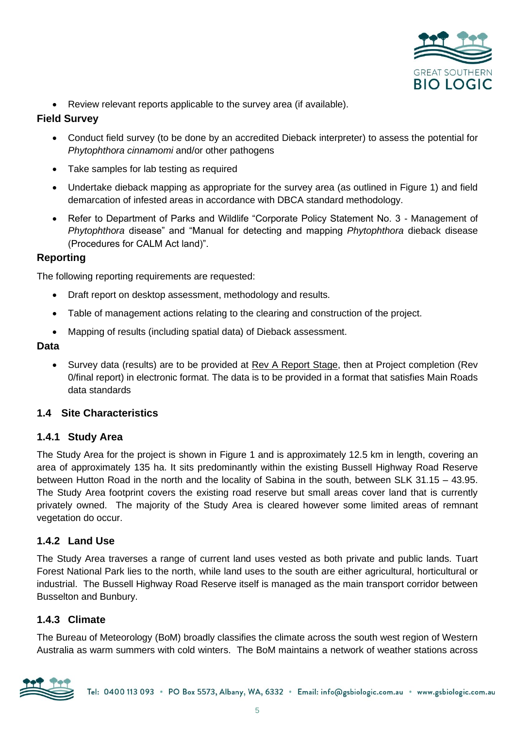- Review relevant reports applicable to the survey area (if available).

**Field Survey**

- Conduct field survey (to be done by an accredited Dieback interpreter) to assess the potential for *Phytophthora cinnamomi* and/or other pathogens
- Take samples for lab testing as required
- Undertake dieback mapping as appropriate for the survey area (as outlined in Figure 1) and field demarcation of infested areas in accordance with DBCA standard methodology.
- Refer to Department of Parks and Wildlife "Corporate Policy Statement No. 3 - Management of *Phytophthora* disease" and "Manual for detecting and mapping *Phytophthora* dieback disease (Procedures for CALM Act land)".

**Reporting**

The following reporting requirements are requested:

- Draft report on desktop assessment, methodology and results.
- Table of management actions relating to the clearing and construction of the project.
- Mapping of results (including spatial data) of Dieback assessment.

**Data**

- Survey data (results) are to be provided at Rev A Report Stage, then at Project completion (Rev 0/final report) in electronic format. The data is to be provided in a format that satisfies Main Roads data standards

## 1.4 Site Characteristics

### 1.4.1 Study Area

The Study Area for the project is shown in Figure 1 and is approximately 12.5 km in length, covering an area of approximately 135 ha. It sits predominantly within the existing Bussell Highway Road Reserve between Hutton Road in the north and the locality of Sabina in the south, between SLK 31.15 – 43.95. The Study Area footprint covers the existing road reserve but small areas cover land that is currently privately owned. The majority of the Study Area is cleared however some limited areas of remnant vegetation do occur.

### 1.4.2 Land Use

The Study Area traverses a range of current land uses vested as both private and public lands. Tuart Forest National Park lies to the north, while land uses to the south are either agricultural, horticultural or industrial. The Bussell Highway Road Reserve itself is managed as the main transport corridor between Busselton and Bunbury.

### 1.4.3 Climate

The Bureau of Meteorology (BoM) broadly classifies the climate across the south west region of Western Australia as warm summers with cold winters. The BoM maintains a network of weather stations across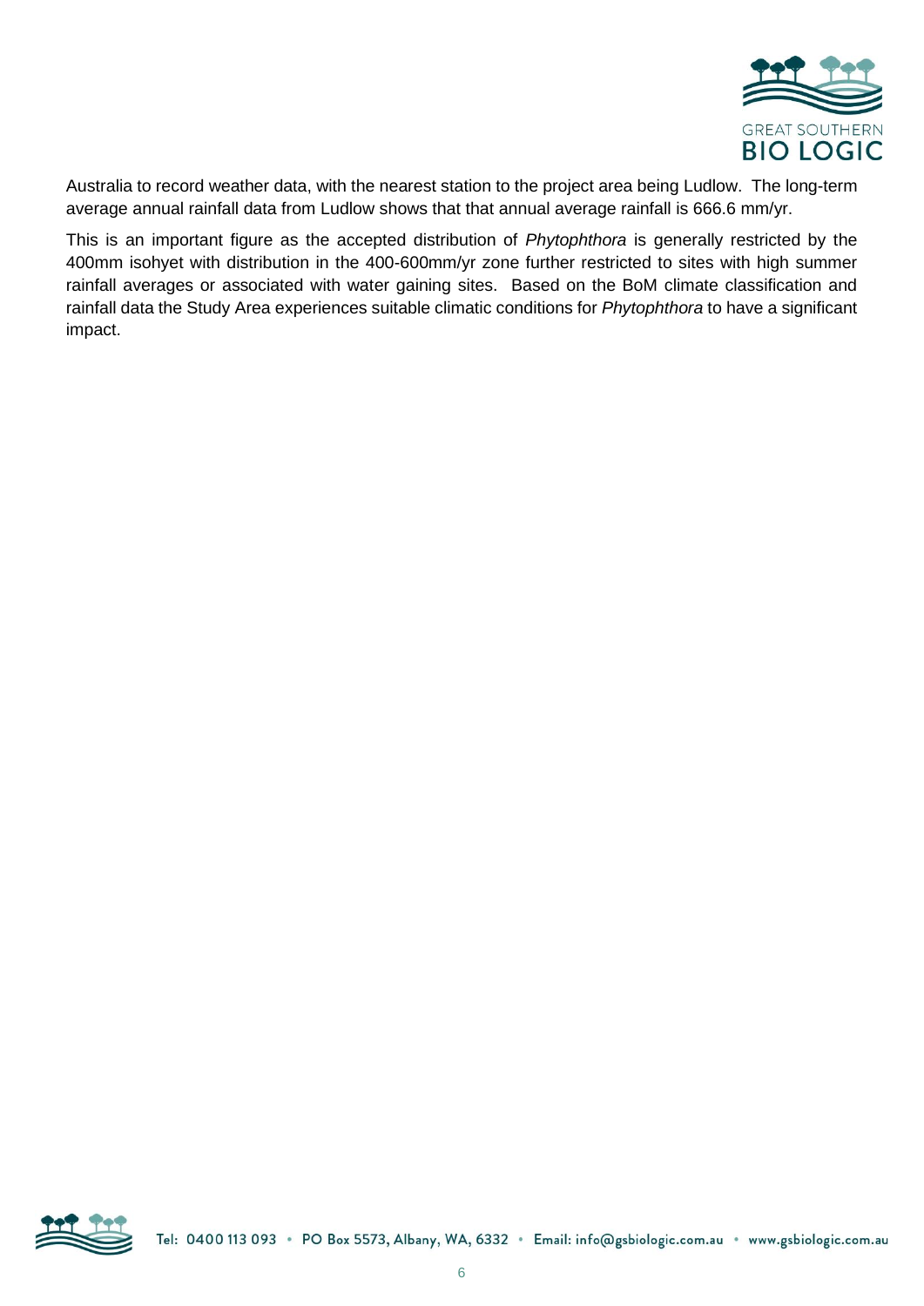Australia to record weather data, with the nearest station to the project area being Ludlow. The long-term average annual rainfall data from Ludlow shows that that annual average rainfall is 666.6 mm/yr.

This is an important figure as the accepted distribution of *Phytophthora* is generally restricted by the 400mm isohyet with distribution in the 400-600mm/yr zone further restricted to sites with high summer rainfall averages or associated with water gaining sites. Based on the BoM climate classification and rainfall data the Study Area experiences suitable climatic conditions for *Phytophthora* to have a significant impact.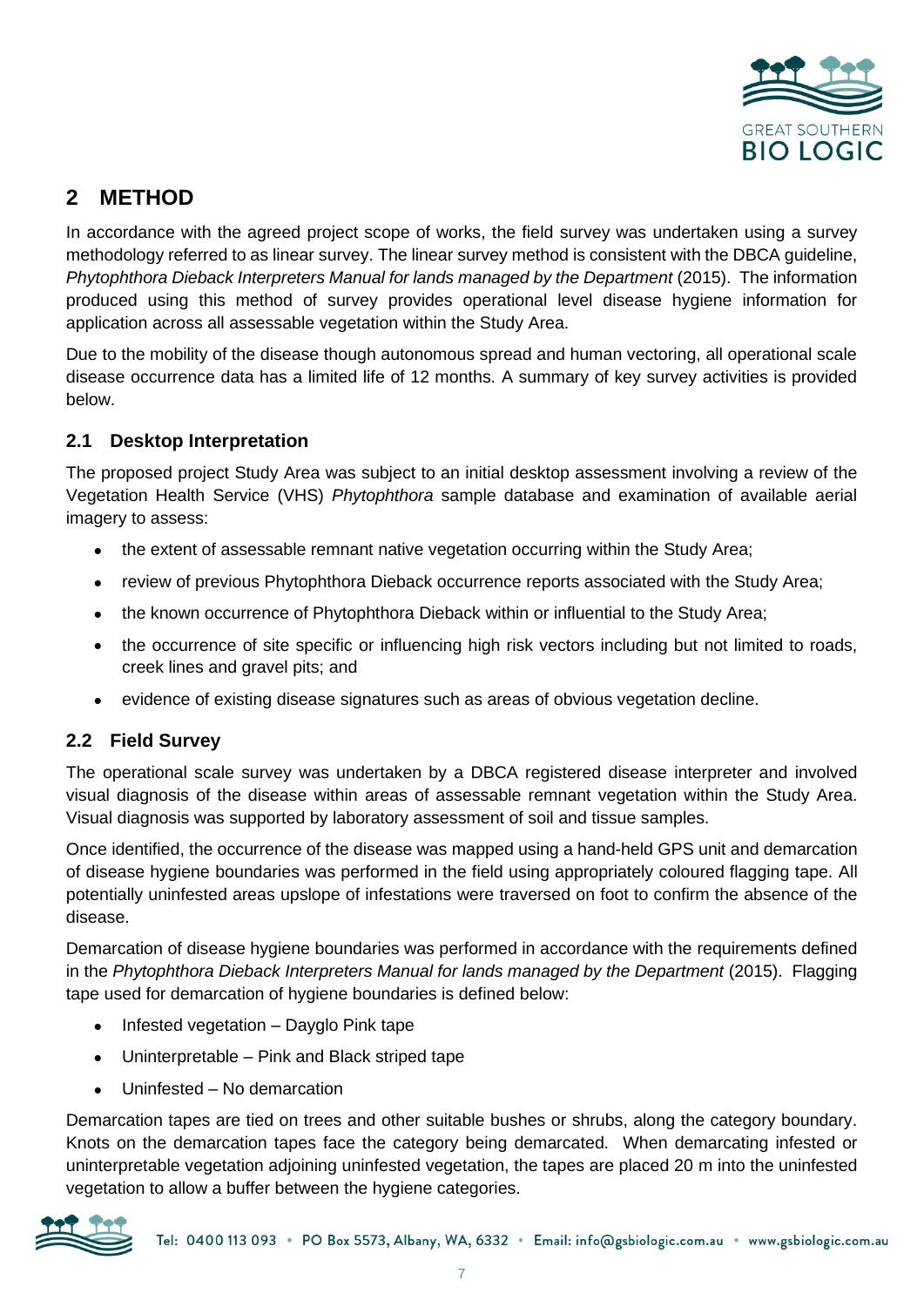## 2 METHOD

In accordance with the agreed project scope of works, the field survey was undertaken using a survey methodology referred to as linear survey. The linear survey method is consistent with the DBCA guideline, *Phytophthora Dieback Interpreters Manual for lands managed by the Department* (2015). The information produced using this method of survey provides operational level disease hygiene information for application across all assessable vegetation within the Study Area.

Due to the mobility of the disease though autonomous spread and human vectoring, all operational scale disease occurrence data has a limited life of 12 months. A summary of key survey activities is provided below.

### 2.1 Desktop Interpretation

The proposed project Study Area was subject to an initial desktop assessment involving a review of the Vegetation Health Service (VHS) *Phytophthora* sample database and examination of available aerial imagery to assess:

- the extent of assessable remnant native vegetation occurring within the Study Area;
- review of previous Phytophthora Dieback occurrence reports associated with the Study Area;
- the known occurrence of Phytophthora Dieback within or influential to the Study Area;
- the occurrence of site specific or influencing high risk vectors including but not limited to roads, creek lines and gravel pits; and
- evidence of existing disease signatures such as areas of obvious vegetation decline.

### 2.2 Field Survey

The operational scale survey was undertaken by a DBCA registered disease interpreter and involved visual diagnosis of the disease within areas of assessable remnant vegetation within the Study Area. Visual diagnosis was supported by laboratory assessment of soil and tissue samples.

Once identified, the occurrence of the disease was mapped using a hand-held GPS unit and demarcation of disease hygiene boundaries was performed in the field using appropriately coloured flagging tape. All potentially uninfested areas upslope of infestations were traversed on foot to confirm the absence of the disease.

Demarcation of disease hygiene boundaries was performed in accordance with the requirements defined in the *Phytophthora Dieback Interpreters Manual for lands managed by the Department* (2015). Flagging tape used for demarcation of hygiene boundaries is defined below:

- Infested vegetation – Dayglo Pink tape
- Uninterpretable – Pink and Black striped tape
- Uninfested – No demarcation

Demarcation tapes are tied on trees and other suitable bushes or shrubs, along the category boundary. Knots on the demarcation tapes face the category being demarcated. When demarcating infested or uninterpretable vegetation adjoining uninfested vegetation, the tapes are placed 20 m into the uninfested vegetation to allow a buffer between the hygiene categories.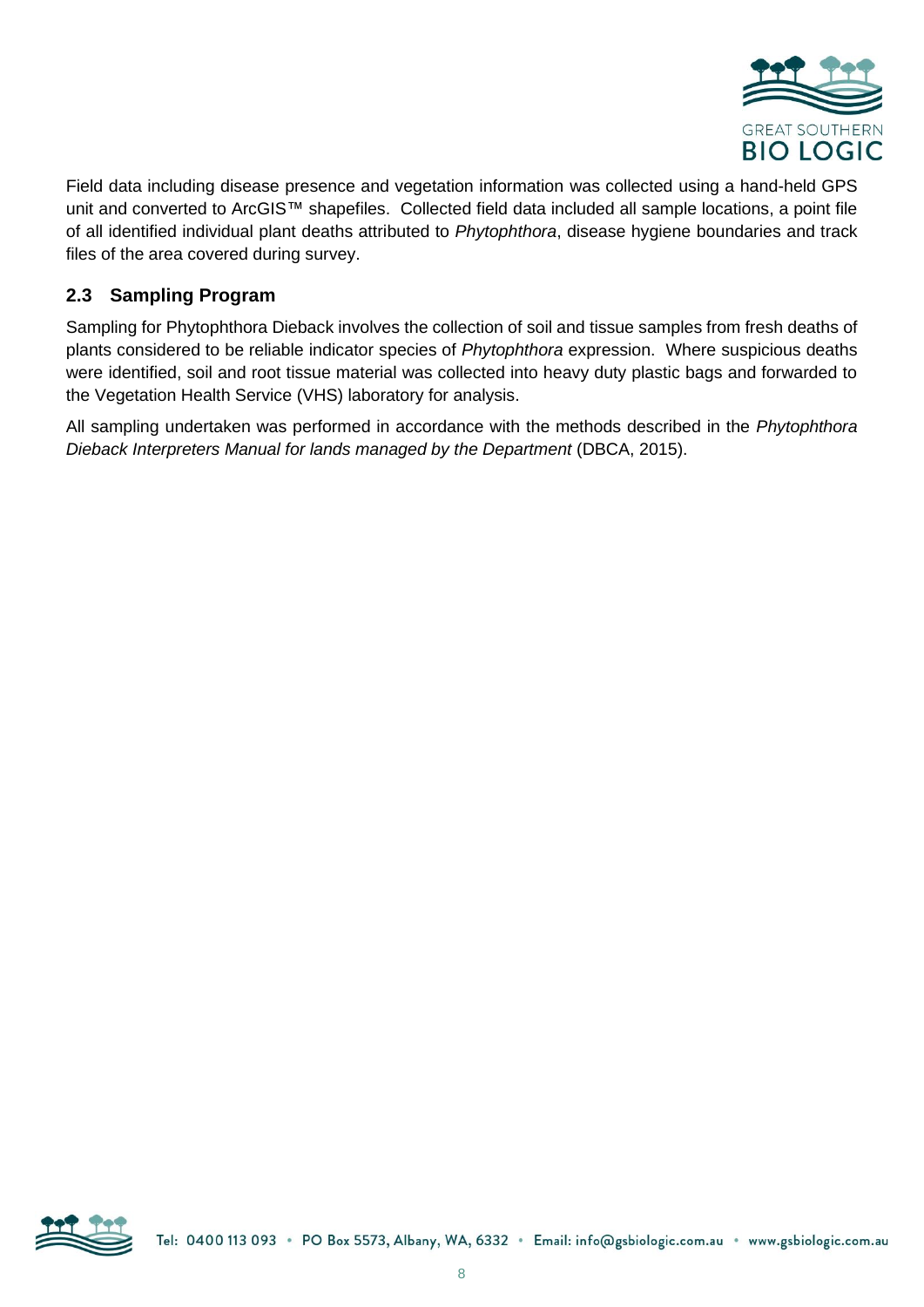Field data including disease presence and vegetation information was collected using a hand-held GPS unit and converted to ArcGIS™ shapefiles. Collected field data included all sample locations, a point file of all identified individual plant deaths attributed to *Phytophthora*, disease hygiene boundaries and track files of the area covered during survey.

## 2.3 Sampling Program

Sampling for Phytophthora Dieback involves the collection of soil and tissue samples from fresh deaths of plants considered to be reliable indicator species of *Phytophthora* expression. Where suspicious deaths were identified, soil and root tissue material was collected into heavy duty plastic bags and forwarded to the Vegetation Health Service (VHS) laboratory for analysis.

All sampling undertaken was performed in accordance with the methods described in the *Phytophthora Dieback Interpreters Manual for lands managed by the Department* (DBCA, 2015).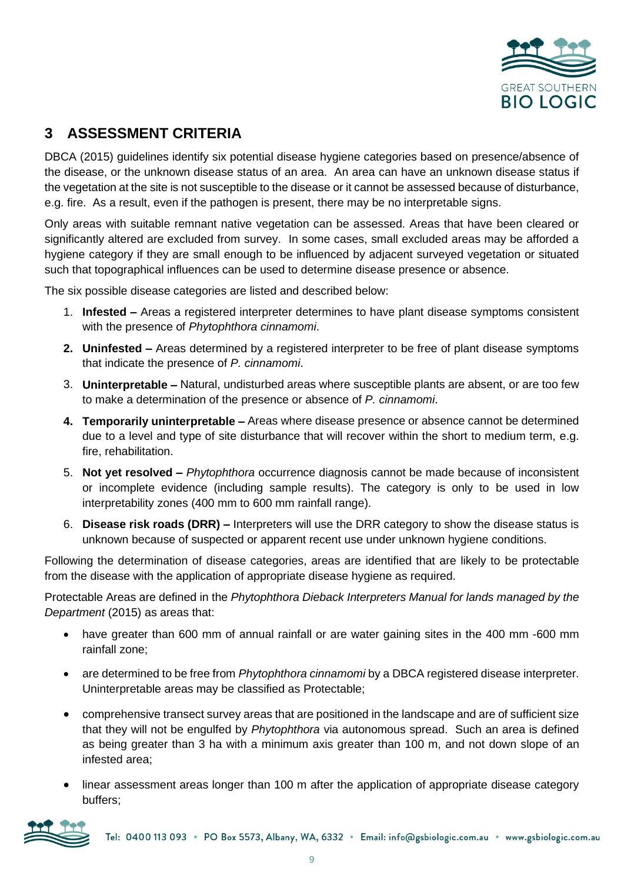## 3 ASSESSMENT CRITERIA

DBCA (2015) guidelines identify six potential disease hygiene categories based on presence/absence of the disease, or the unknown disease status of an area. An area can have an unknown disease status if the vegetation at the site is not susceptible to the disease or it cannot be assessed because of disturbance, e.g. fire. As a result, even if the pathogen is present, there may be no interpretable signs.

Only areas with suitable remnant native vegetation can be assessed. Areas that have been cleared or significantly altered are excluded from survey. In some cases, small excluded areas may be afforded a hygiene category if they are small enough to be influenced by adjacent surveyed vegetation or situated such that topographical influences can be used to determine disease presence or absence.

The six possible disease categories are listed and described below:

1. **Infested –** Areas a registered interpreter determines to have plant disease symptoms consistent with the presence of *Phytophthora cinnamomi*.
2. **Uninfested –** Areas determined by a registered interpreter to be free of plant disease symptoms that indicate the presence of *P. cinnamomi*.
3. **Uninterpretable –** Natural, undisturbed areas where susceptible plants are absent, or are too few to make a determination of the presence or absence of *P. cinnamomi*.
4. **Temporarily uninterpretable –** Areas where disease presence or absence cannot be determined due to a level and type of site disturbance that will recover within the short to medium term, e.g. fire, rehabilitation.
5. **Not yet resolved –** *Phytophthora* occurrence diagnosis cannot be made because of inconsistent or incomplete evidence (including sample results). The category is only to be used in low interpretability zones (400 mm to 600 mm rainfall range).
6. **Disease risk roads (DRR) –** Interpreters will use the DRR category to show the disease status is unknown because of suspected or apparent recent use under unknown hygiene conditions.

Following the determination of disease categories, areas are identified that are likely to be protectable from the disease with the application of appropriate disease hygiene as required.

Protectable Areas are defined in the *Phytophthora Dieback Interpreters Manual for lands managed by the Department* (2015) as areas that:

- have greater than 600 mm of annual rainfall or are water gaining sites in the 400 mm -600 mm rainfall zone;
- are determined to be free from *Phytophthora cinnamomi* by a DBCA registered disease interpreter. Uninterpretable areas may be classified as Protectable;
- comprehensive transect survey areas that are positioned in the landscape and are of sufficient size that they will not be engulfed by *Phytophthora* via autonomous spread. Such an area is defined as being greater than 3 ha with a minimum axis greater than 100 m, and not down slope of an infested area;
- linear assessment areas longer than 100 m after the application of appropriate disease category buffers;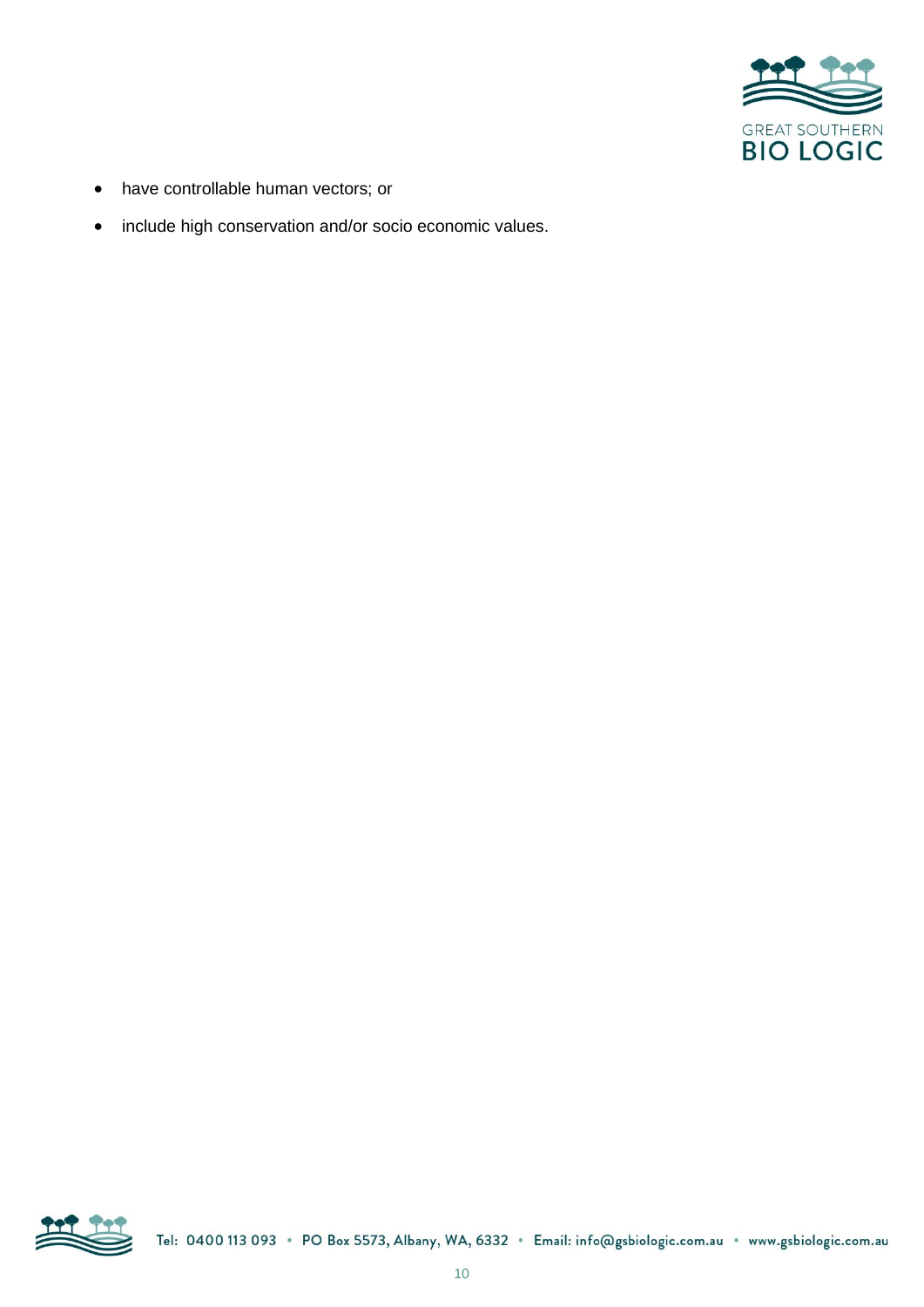- have controllable human vectors; or
- include high conservation and/or socio economic values.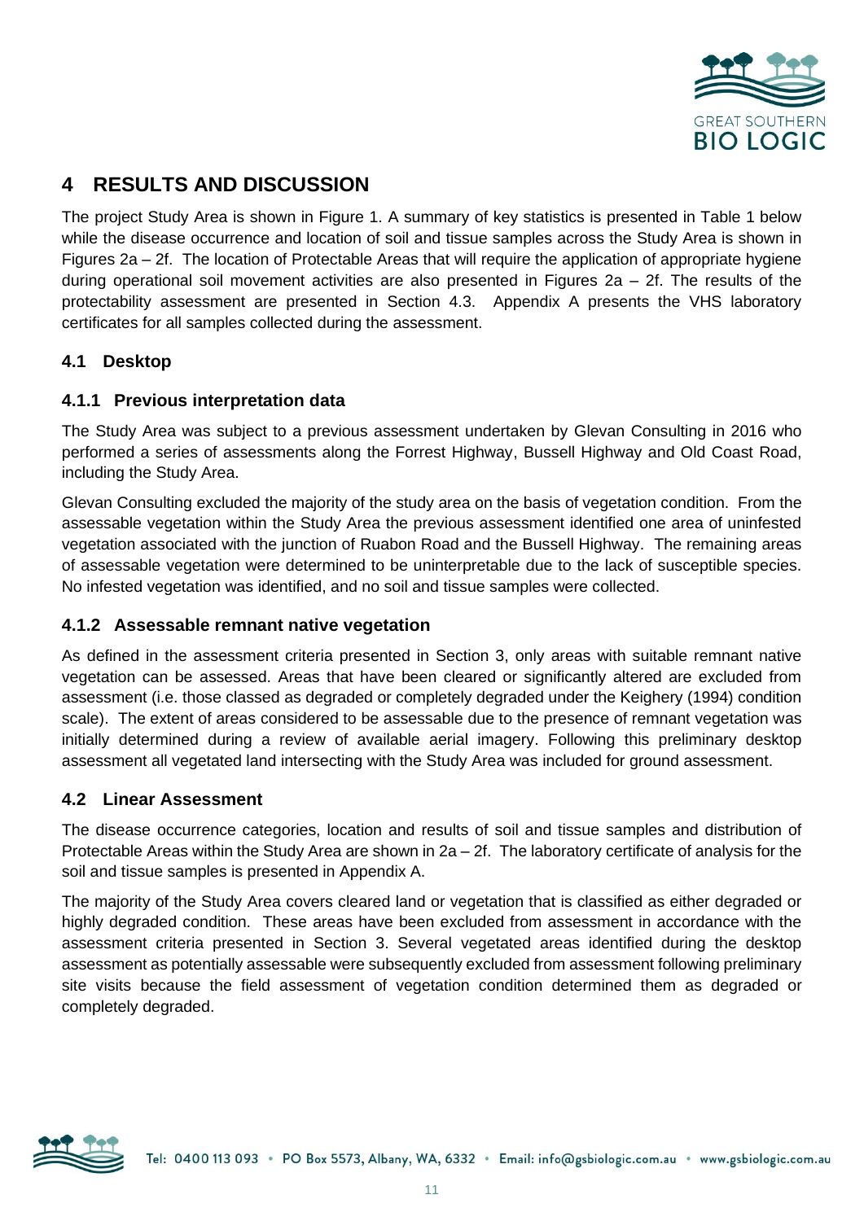# 4 RESULTS AND DISCUSSION

The project Study Area is shown in Figure 1. A summary of key statistics is presented in Table 1 below while the disease occurrence and location of soil and tissue samples across the Study Area is shown in Figures 2a – 2f. The location of Protectable Areas that will require the application of appropriate hygiene during operational soil movement activities are also presented in Figures 2a – 2f. The results of the protectability assessment are presented in Section 4.3. Appendix A presents the VHS laboratory certificates for all samples collected during the assessment.

## 4.1 Desktop

### 4.1.1 Previous interpretation data

The Study Area was subject to a previous assessment undertaken by Glevan Consulting in 2016 who performed a series of assessments along the Forrest Highway, Bussell Highway and Old Coast Road, including the Study Area.

Glevan Consulting excluded the majority of the study area on the basis of vegetation condition. From the assessable vegetation within the Study Area the previous assessment identified one area of uninfested vegetation associated with the junction of Ruabon Road and the Bussell Highway. The remaining areas of assessable vegetation were determined to be uninterpretable due to the lack of susceptible species. No infested vegetation was identified, and no soil and tissue samples were collected.

### 4.1.2 Assessable remnant native vegetation

As defined in the assessment criteria presented in Section 3, only areas with suitable remnant native vegetation can be assessed. Areas that have been cleared or significantly altered are excluded from assessment (i.e. those classed as degraded or completely degraded under the Keighery (1994) condition scale). The extent of areas considered to be assessable due to the presence of remnant vegetation was initially determined during a review of available aerial imagery. Following this preliminary desktop assessment all vegetated land intersecting with the Study Area was included for ground assessment.

## 4.2 Linear Assessment

The disease occurrence categories, location and results of soil and tissue samples and distribution of Protectable Areas within the Study Area are shown in 2a – 2f. The laboratory certificate of analysis for the soil and tissue samples is presented in Appendix A.

The majority of the Study Area covers cleared land or vegetation that is classified as either degraded or highly degraded condition. These areas have been excluded from assessment in accordance with the assessment criteria presented in Section 3. Several vegetated areas identified during the desktop assessment as potentially assessable were subsequently excluded from assessment following preliminary site visits because the field assessment of vegetation condition determined them as degraded or completely degraded.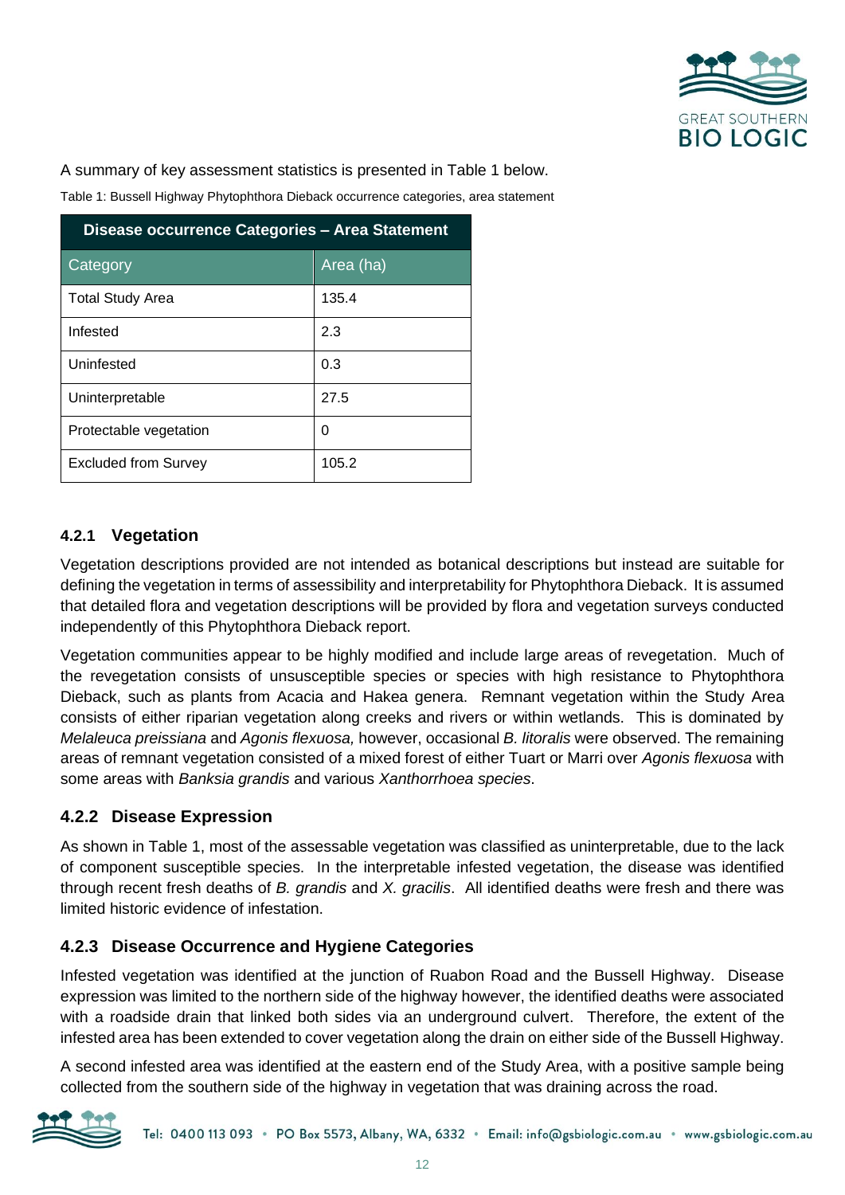A summary of key assessment statistics is presented in Table 1 below.

Table 1: Bussell Highway Phytophthora Dieback occurrence categories, area statement

| Disease occurrence Categories – Area Statement | |
|---|---|
| Category | Area (ha) |
| Total Study Area | 135.4 |
| Infested | 2.3 |
| Uninfested | 0.3 |
| Uninterpretable | 27.5 |
| Protectable vegetation | 0 |
| Excluded from Survey | 105.2 |

### 4.2.1 Vegetation

Vegetation descriptions provided are not intended as botanical descriptions but instead are suitable for defining the vegetation in terms of assessibility and interpretability for Phytophthora Dieback. It is assumed that detailed flora and vegetation descriptions will be provided by flora and vegetation surveys conducted independently of this Phytophthora Dieback report.

Vegetation communities appear to be highly modified and include large areas of revegetation. Much of the revegetation consists of unsusceptible species or species with high resistance to Phytophthora Dieback, such as plants from Acacia and Hakea genera. Remnant vegetation within the Study Area consists of either riparian vegetation along creeks and rivers or within wetlands. This is dominated by *Melaleuca preissiana* and *Agonis flexuosa,* however, occasional *B. litoralis* were observed. The remaining areas of remnant vegetation consisted of a mixed forest of either Tuart or Marri over *Agonis flexuosa* with some areas with *Banksia grandis* and various *Xanthorrhoea species*.

### 4.2.2 Disease Expression

As shown in Table 1, most of the assessable vegetation was classified as uninterpretable, due to the lack of component susceptible species. In the interpretable infested vegetation, the disease was identified through recent fresh deaths of *B. grandis* and *X. gracilis*. All identified deaths were fresh and there was limited historic evidence of infestation.

### 4.2.3 Disease Occurrence and Hygiene Categories

Infested vegetation was identified at the junction of Ruabon Road and the Bussell Highway. Disease expression was limited to the northern side of the highway however, the identified deaths were associated with a roadside drain that linked both sides via an underground culvert. Therefore, the extent of the infested area has been extended to cover vegetation along the drain on either side of the Bussell Highway.

A second infested area was identified at the eastern end of the Study Area, with a positive sample being collected from the southern side of the highway in vegetation that was draining across the road.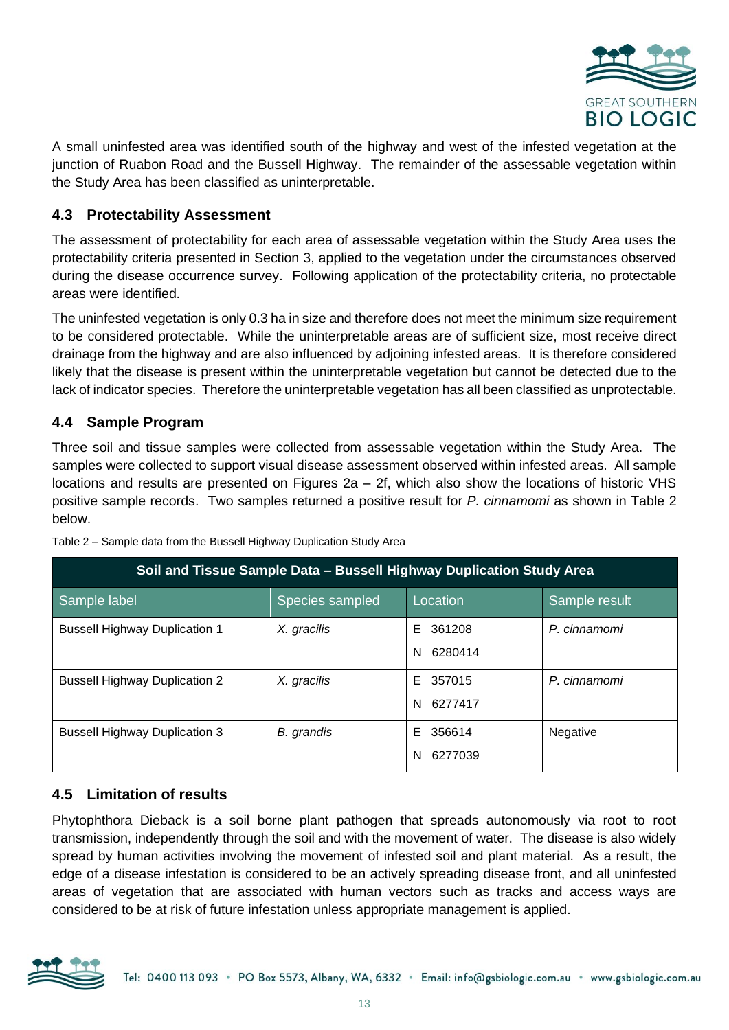A small uninfested area was identified south of the highway and west of the infested vegetation at the junction of Ruabon Road and the Bussell Highway. The remainder of the assessable vegetation within the Study Area has been classified as uninterpretable.

## 4.3 Protectability Assessment

The assessment of protectability for each area of assessable vegetation within the Study Area uses the protectability criteria presented in Section 3, applied to the vegetation under the circumstances observed during the disease occurrence survey. Following application of the protectability criteria, no protectable areas were identified.

The uninfested vegetation is only 0.3 ha in size and therefore does not meet the minimum size requirement to be considered protectable. While the uninterpretable areas are of sufficient size, most receive direct drainage from the highway and are also influenced by adjoining infested areas. It is therefore considered likely that the disease is present within the uninterpretable vegetation but cannot be detected due to the lack of indicator species. Therefore the uninterpretable vegetation has all been classified as unprotectable.

## 4.4 Sample Program

Three soil and tissue samples were collected from assessable vegetation within the Study Area. The samples were collected to support visual disease assessment observed within infested areas. All sample locations and results are presented on Figures 2a – 2f, which also show the locations of historic VHS positive sample records. Two samples returned a positive result for *P. cinnamomi* as shown in Table 2 below.

Table 2 – Sample data from the Bussell Highway Duplication Study Area

| Soil and Tissue Sample Data – Bussell Highway Duplication Study Area | | | |
|---|---|---|---|
| Sample label | Species sampled | Location | Sample result |
| Bussell Highway Duplication 1 | *X. gracilis* | E 361208<br>N 6280414 | *P. cinnamomi* |
| Bussell Highway Duplication 2 | *X. gracilis* | E 357015<br>N 6277417 | *P. cinnamomi* |
| Bussell Highway Duplication 3 | *B. grandis* | E 356614<br>N 6277039 | Negative |

## 4.5 Limitation of results

Phytophthora Dieback is a soil borne plant pathogen that spreads autonomously via root to root transmission, independently through the soil and with the movement of water. The disease is also widely spread by human activities involving the movement of infested soil and plant material. As a result, the edge of a disease infestation is considered to be an actively spreading disease front, and all uninfested areas of vegetation that are associated with human vectors such as tracks and access ways are considered to be at risk of future infestation unless appropriate management is applied.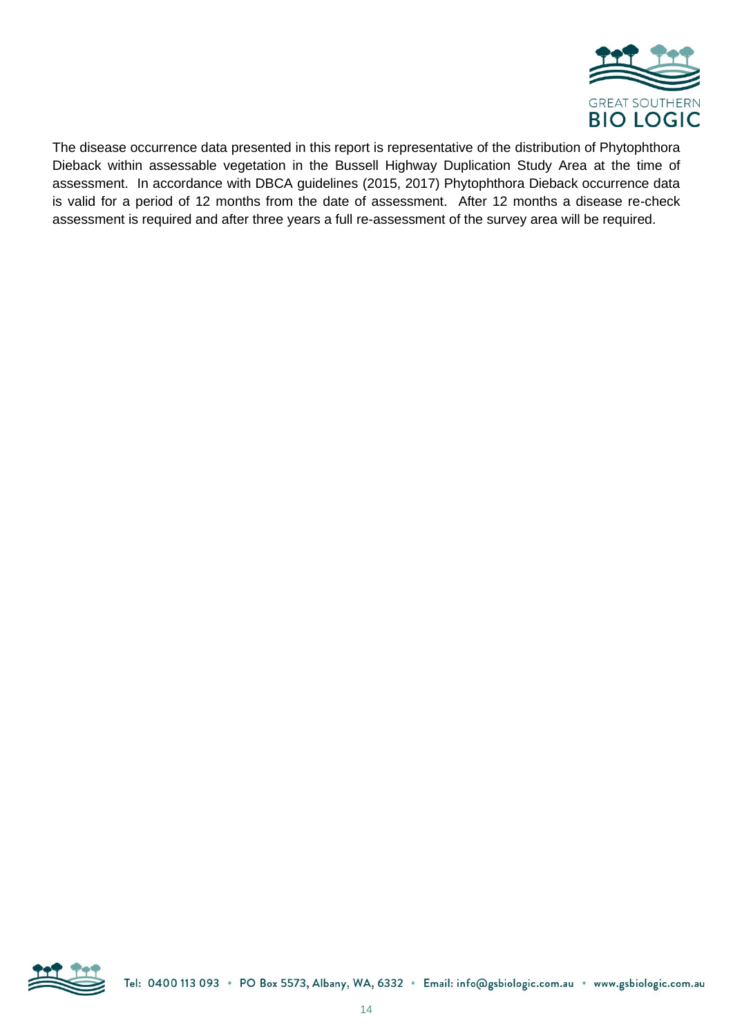The disease occurrence data presented in this report is representative of the distribution of Phytophthora Dieback within assessable vegetation in the Bussell Highway Duplication Study Area at the time of assessment. In accordance with DBCA guidelines (2015, 2017) Phytophthora Dieback occurrence data is valid for a period of 12 months from the date of assessment. After 12 months a disease re-check assessment is required and after three years a full re-assessment of the survey area will be required.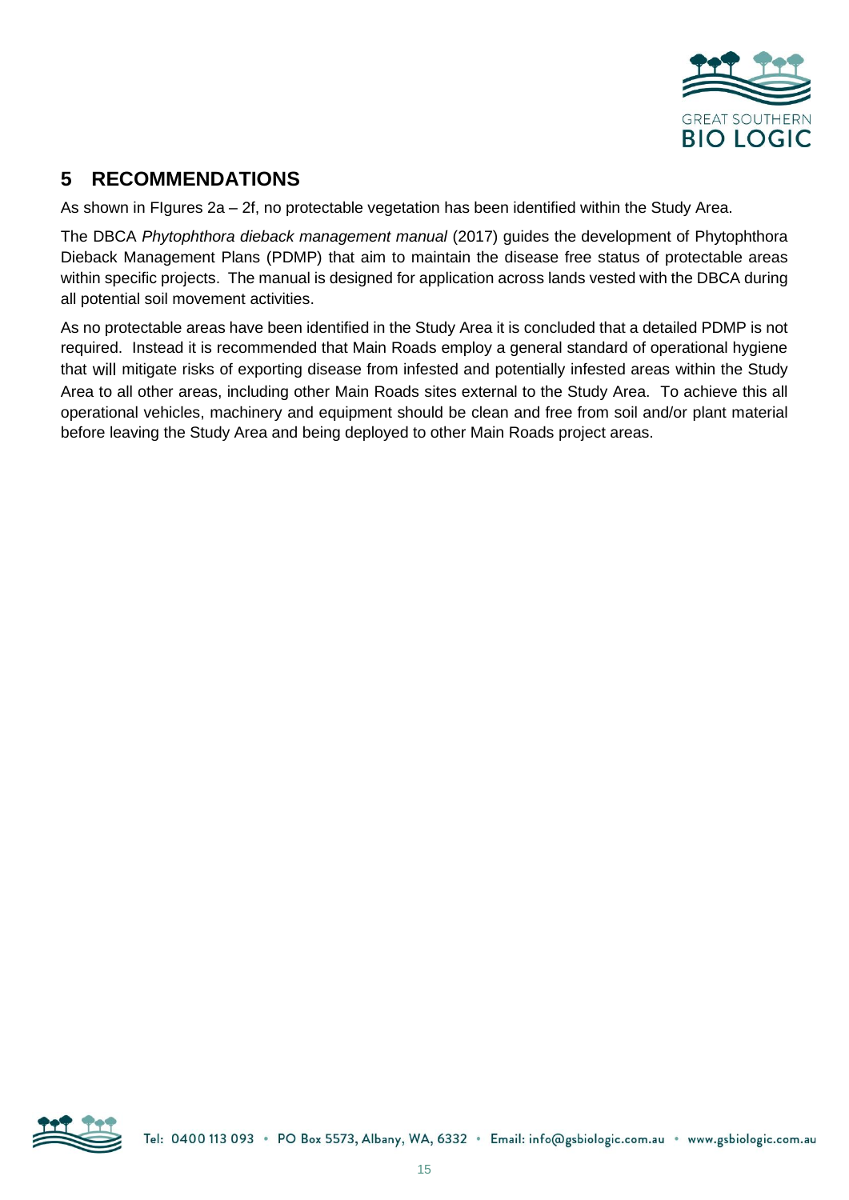## 5 RECOMMENDATIONS

As shown in FIgures 2a – 2f, no protectable vegetation has been identified within the Study Area.

The DBCA *Phytophthora dieback management manual* (2017) guides the development of Phytophthora Dieback Management Plans (PDMP) that aim to maintain the disease free status of protectable areas within specific projects. The manual is designed for application across lands vested with the DBCA during all potential soil movement activities.

As no protectable areas have been identified in the Study Area it is concluded that a detailed PDMP is not required. Instead it is recommended that Main Roads employ a general standard of operational hygiene that will mitigate risks of exporting disease from infested and potentially infested areas within the Study Area to all other areas, including other Main Roads sites external to the Study Area. To achieve this all operational vehicles, machinery and equipment should be clean and free from soil and/or plant material before leaving the Study Area and being deployed to other Main Roads project areas.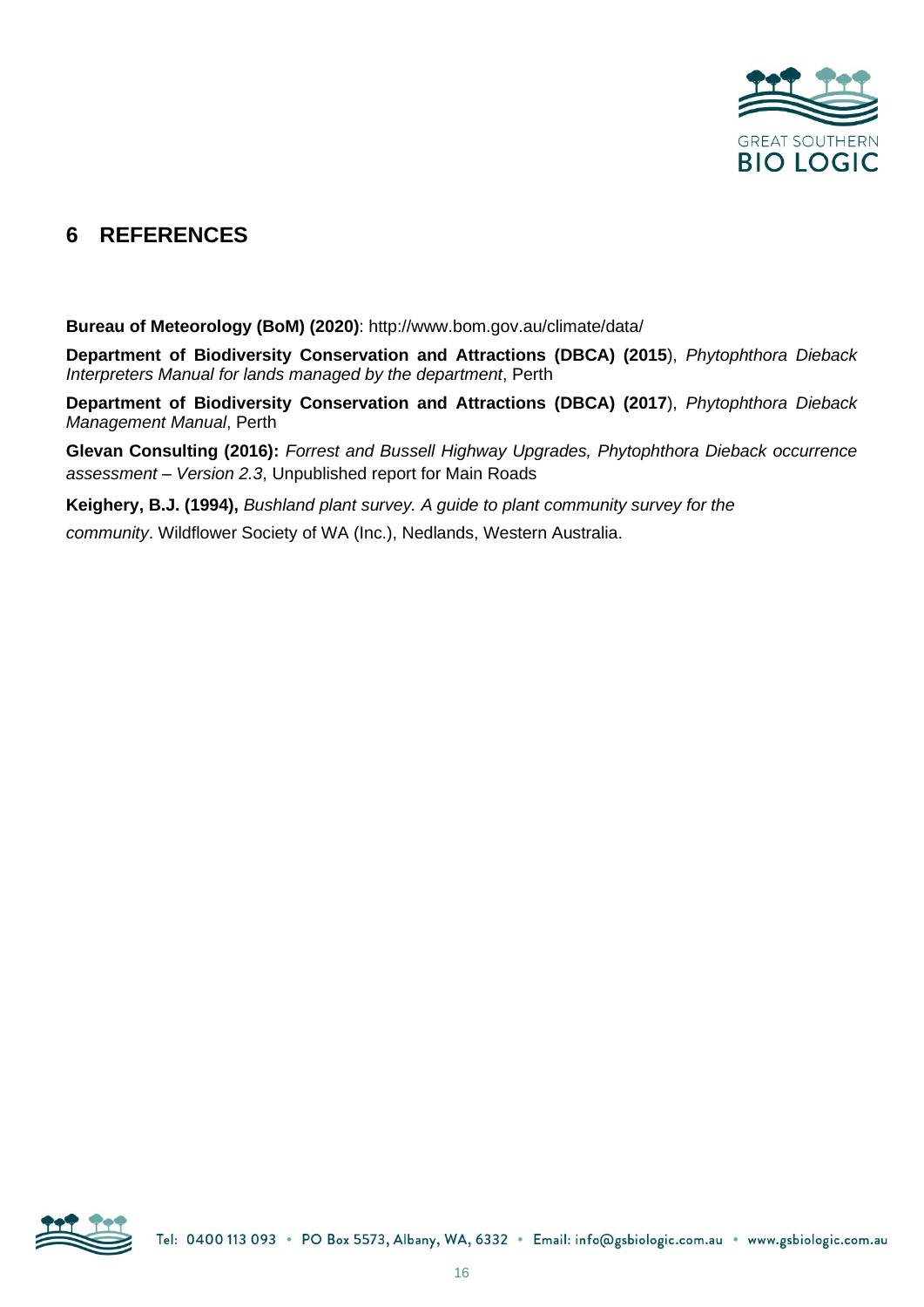# 6 REFERENCES

**Bureau of Meteorology (BoM) (2020)**: http://www.bom.gov.au/climate/data/

**Department of Biodiversity Conservation and Attractions (DBCA) (2015**), *Phytophthora Dieback Interpreters Manual for lands managed by the department*, Perth

**Department of Biodiversity Conservation and Attractions (DBCA) (2017**), *Phytophthora Dieback Management Manual*, Perth

**Glevan Consulting (2016):** *Forrest and Bussell Highway Upgrades, Phytophthora Dieback occurrence assessment – Version 2.3*, Unpublished report for Main Roads

**Keighery, B.J. (1994),** *Bushland plant survey. A guide to plant community survey for the community*. Wildflower Society of WA (Inc.), Nedlands, Western Australia.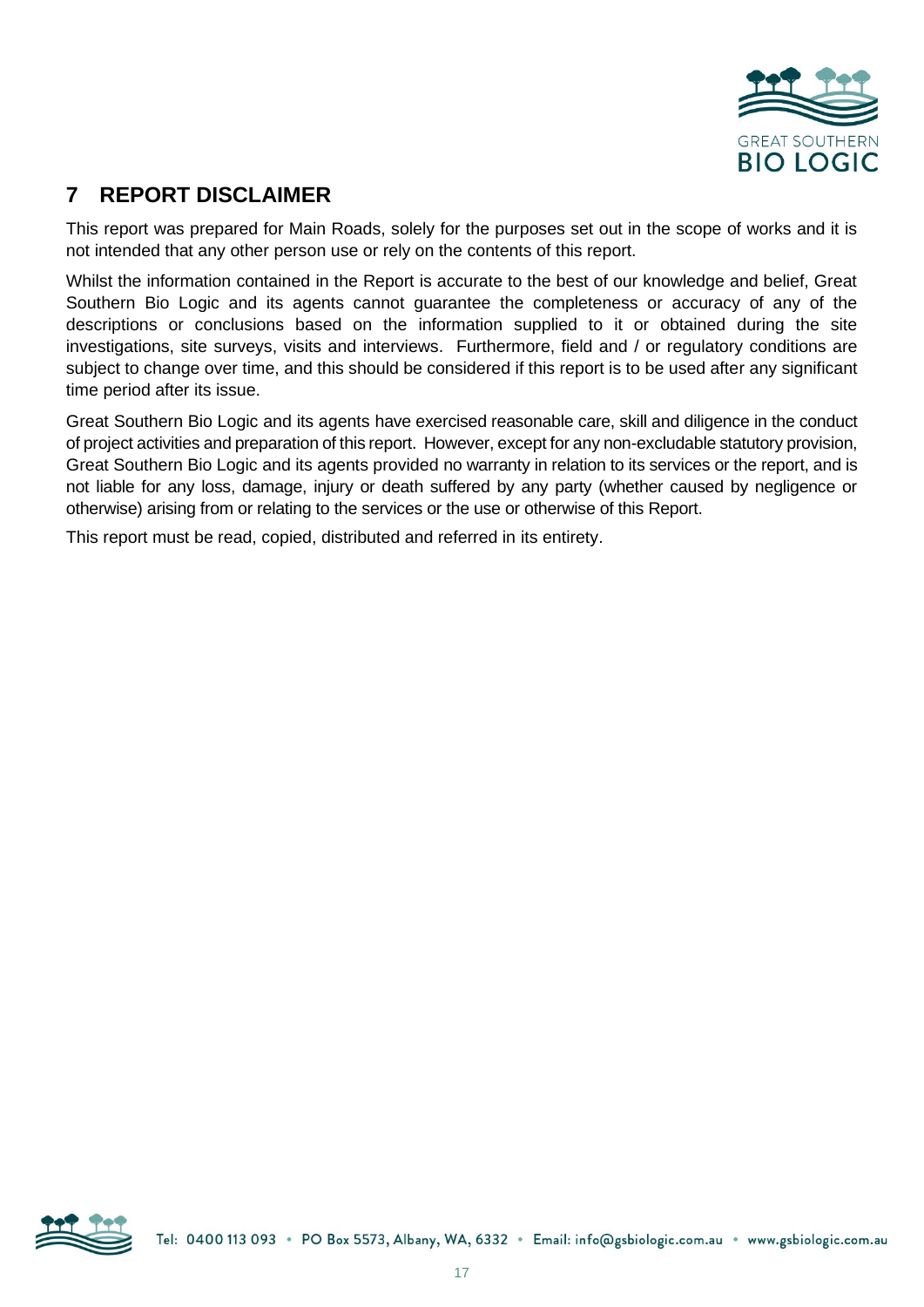# 7 REPORT DISCLAIMER

This report was prepared for Main Roads, solely for the purposes set out in the scope of works and it is not intended that any other person use or rely on the contents of this report.

Whilst the information contained in the Report is accurate to the best of our knowledge and belief, Great Southern Bio Logic and its agents cannot guarantee the completeness or accuracy of any of the descriptions or conclusions based on the information supplied to it or obtained during the site investigations, site surveys, visits and interviews. Furthermore, field and / or regulatory conditions are subject to change over time, and this should be considered if this report is to be used after any significant time period after its issue.

Great Southern Bio Logic and its agents have exercised reasonable care, skill and diligence in the conduct of project activities and preparation of this report. However, except for any non-excludable statutory provision, Great Southern Bio Logic and its agents provided no warranty in relation to its services or the report, and is not liable for any loss, damage, injury or death suffered by any party (whether caused by negligence or otherwise) arising from or relating to the services or the use or otherwise of this Report.

This report must be read, copied, distributed and referred in its entirety.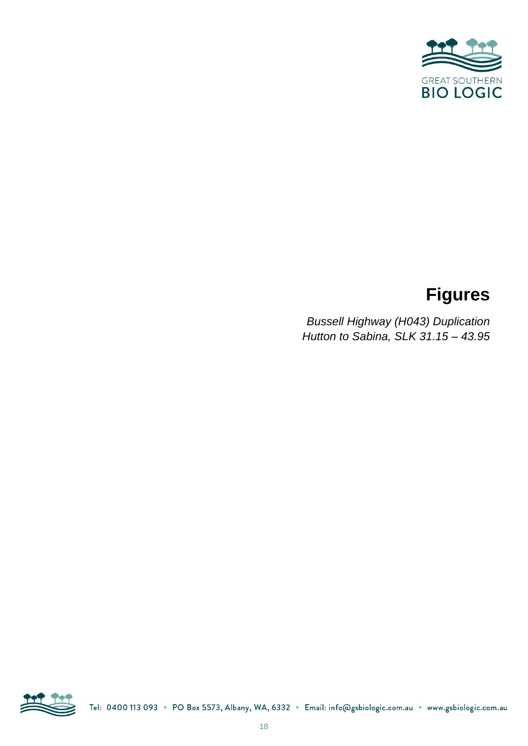# Figures

*Bussell Highway (H043) Duplication*
*Hutton to Sabina, SLK 31.15 – 43.95*